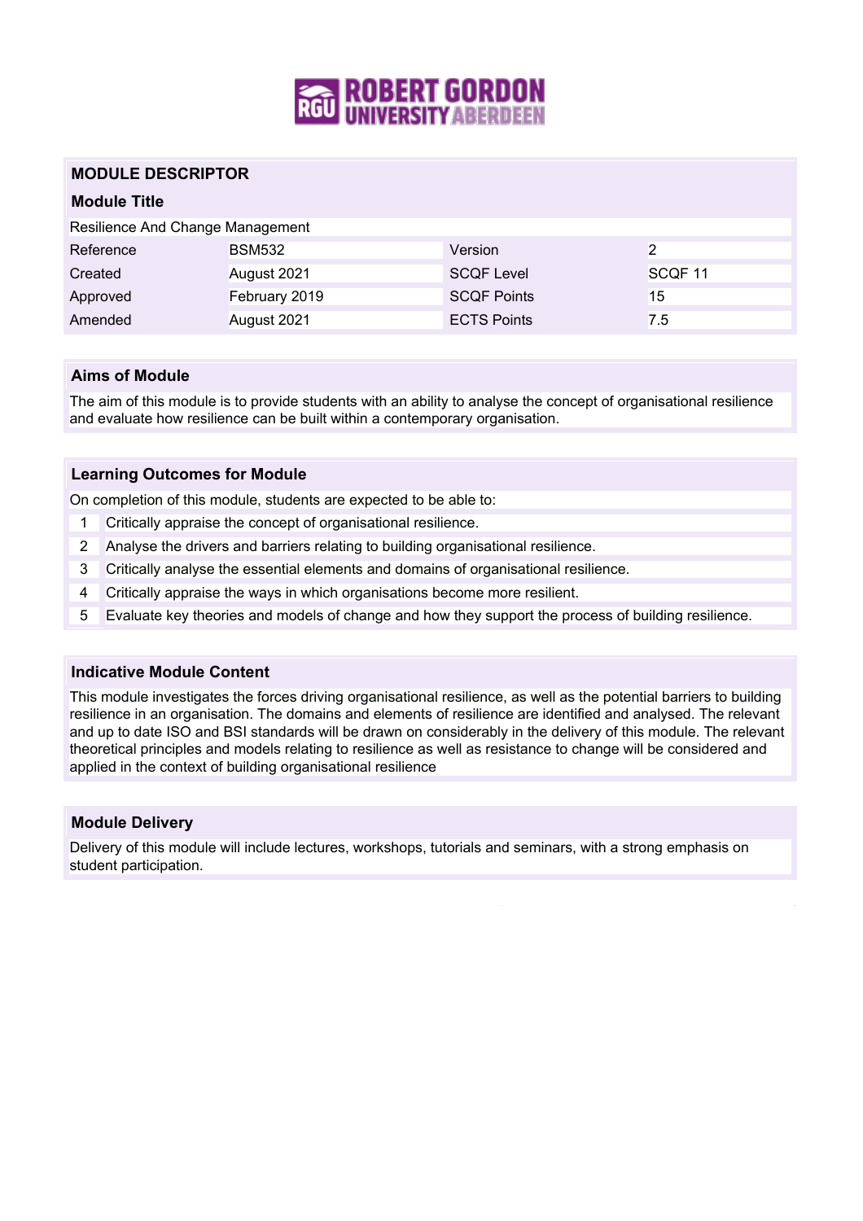# MODULE DESCRIPTOR

## Module Title

Resilience And Change Management

| Reference | BSM532 | Version | 2 |
|---|---|---|---|
| Created | August 2021 | SCQF Level | SCQF 11 |
| Approved | February 2019 | SCQF Points | 15 |
| Amended | August 2021 | ECTS Points | 7.5 |

## Aims of Module

The aim of this module is to provide students with an ability to analyse the concept of organisational resilience and evaluate how resilience can be built within a contemporary organisation.

## Learning Outcomes for Module

On completion of this module, students are expected to be able to:

1. Critically appraise the concept of organisational resilience.
2. Analyse the drivers and barriers relating to building organisational resilience.
3. Critically analyse the essential elements and domains of organisational resilience.
4. Critically appraise the ways in which organisations become more resilient.
5. Evaluate key theories and models of change and how they support the process of building resilience.

## Indicative Module Content

This module investigates the forces driving organisational resilience, as well as the potential barriers to building resilience in an organisation. The domains and elements of resilience are identified and analysed. The relevant and up to date ISO and BSI standards will be drawn on considerably in the delivery of this module. The relevant theoretical principles and models relating to resilience as well as resistance to change will be considered and applied in the context of building organisational resilience

## Module Delivery

Delivery of this module will include lectures, workshops, tutorials and seminars, with a strong emphasis on student participation.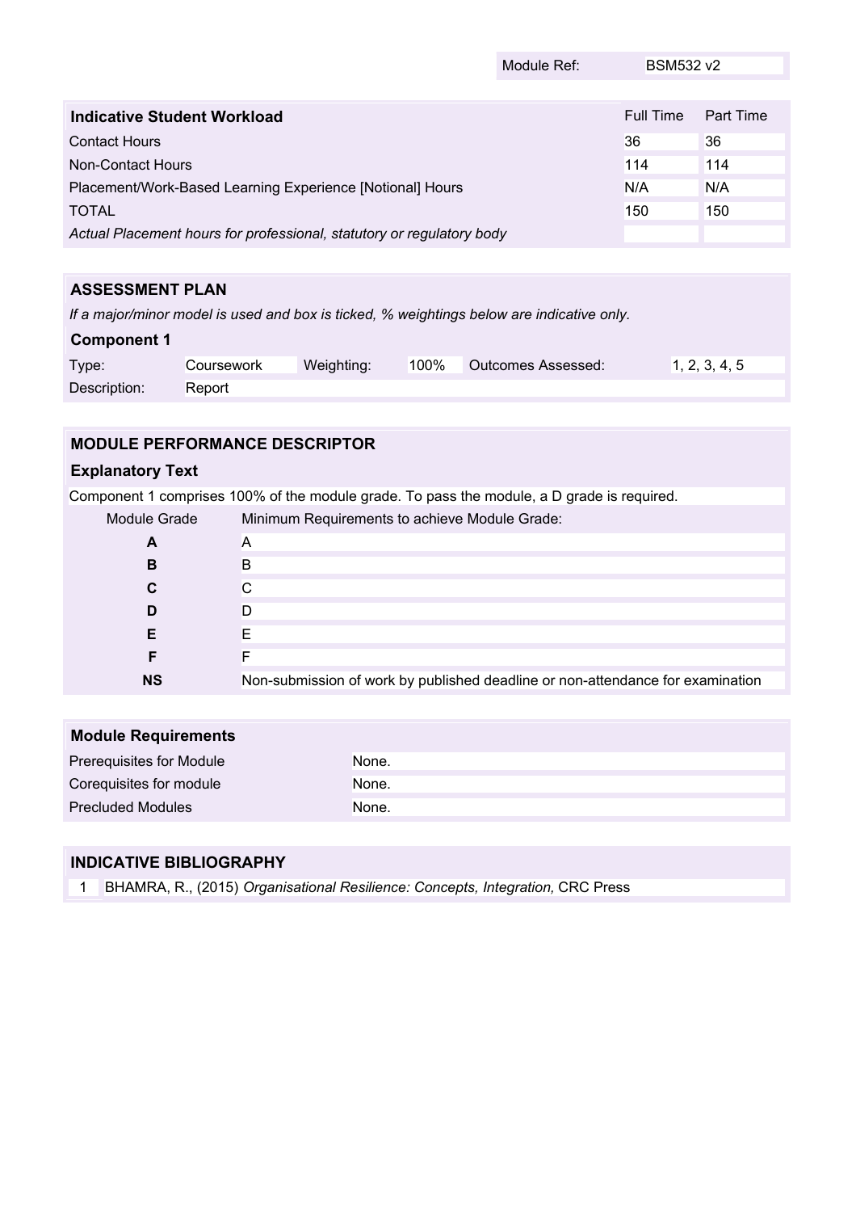| Module Ref: | BSM532 v2 |
|---|---|

| Indicative Student Workload | Full Time | Part Time |
|---|---|---|
| Contact Hours | 36 | 36 |
| Non-Contact Hours | 114 | 114 |
| Placement/Work-Based Learning Experience [Notional] Hours | N/A | N/A |
| TOTAL | 150 | 150 |
| *Actual Placement hours for professional, statutory or regulatory body* | | |

## ASSESSMENT PLAN

*If a major/minor model is used and box is ticked, % weightings below are indicative only.*

### Component 1

| | | | | | |
|---|---|---|---|---|---|
| Type: | Coursework | Weighting: | 100% | Outcomes Assessed: | 1, 2, 3, 4, 5 |
| Description: | Report | | | | |

## MODULE PERFORMANCE DESCRIPTOR

### Explanatory Text

Component 1 comprises 100% of the module grade. To pass the module, a D grade is required.

| Module Grade | Minimum Requirements to achieve Module Grade: |
|---|---|
| **A** | A |
| **B** | B |
| **C** | C |
| **D** | D |
| **E** | E |
| **F** | F |
| **NS** | Non-submission of work by published deadline or non-attendance for examination |

## Module Requirements

| | |
|---|---|
| Prerequisites for Module | None. |
| Corequisites for module | None. |
| Precluded Modules | None. |

## INDICATIVE BIBLIOGRAPHY

1. BHAMRA, R., (2015) *Organisational Resilience: Concepts, Integration,* CRC Press